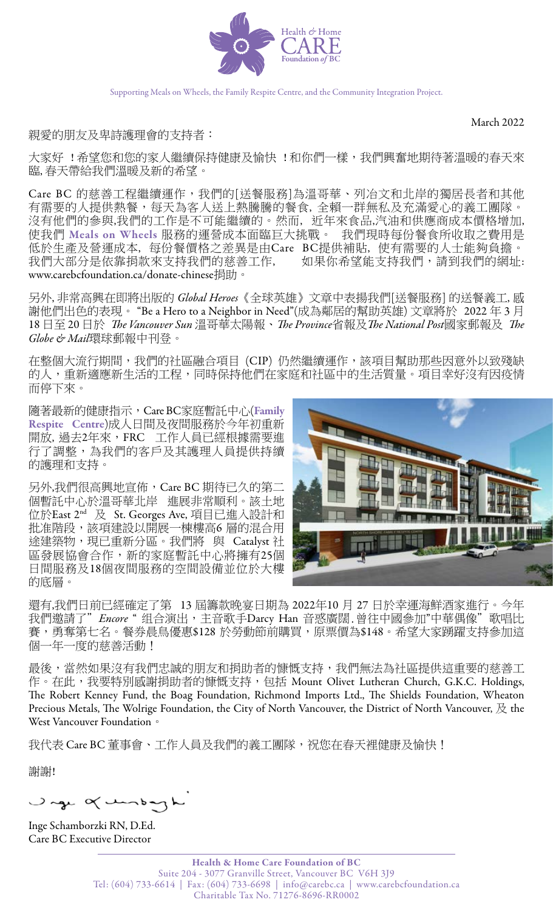Health & Home CARE Foundation of BC

Supporting Meals on Wheels, the Family Respite Centre, and the Community Integration Project.

March 2022

親愛的朋友及卑詩護理會的支持者：

大家好 ！希望您和您的家人繼續保持健康及愉快 ！和你們一樣，我們興奮地期待著溫暖的春天來臨, 春天帶給我們溫暖及新的希望。

Care BC 的慈善工程繼續運作，我們的[送餐服務]為溫哥華、列冶文和北岸的獨居長者和其他有需要的人提供熱餐，每天為客人送上熱騰騰的餐食，全賴一群無私及充滿愛心的義工團隊。沒有他們的參與,我們的工作是不可能繼續的。然而，近年來食品,汽油和供應商成本價格增加, 使我們 **Meals on Wheels** 服務的運營成本面臨巨大挑戰。 我們現時每份餐食所收取之費用是低於生產及營運成本，每份餐價格之差異是由Care BC提供補貼，使有需要的人士能夠負擔。 我們大部分是依靠捐款來支持我們的慈善工作， 如果你希望能支持我們，請到我們的網址: www.carebcfoundation.ca/donate-chinese捐助。

另外, 非常高興在即將出版的 *Global Heroes*《全球英雄》文章中表揚我們[送餐服務] 的送餐義工, 感謝他們出色的表現。 "Be a Hero to a Neighbor in Need"(成為鄰居的幫助英雄) 文章將於 2022 年 3 月 18 日至 20 日於 *The Vancouver Sun* 溫哥華太陽報、*The Province*省報及*The National Post*國家郵報及 *The Globe & Mail*環球郵報中刊登。

在整個大流行期間，我們的社區融合項目 (CIP) 仍然繼續運作，該項目幫助那些因意外以致殘缺的人，重新適應新生活的工程，同時保持他們在家庭和社區中的生活質量。項目幸好沒有因疫情而停下來。

隨著最新的健康指示，Care BC家庭暫託中心(**Family Respite Centre**)成人日間及夜間服務於今年初重新開放, 過去2年來，FRC 工作人員已經根據需要進行了調整，為我們的客戶及其護理人員提供持續的護理和支持。

另外,我們很高興地宣佈，Care BC 期待已久的第二個暫託中心於溫哥華北岸 進展非常順利。該土地位於East 2nd 及 St. Georges Ave, 項目已進入設計和批准階段，該項建設以開展一棟樓高6 層的混合用途建築物，現已重新分區。我們將 與 Catalyst 社區發展協會合作，新的家庭暫託中心將擁有25個日間服務及18個夜間服務的空間設備並位於大樓的底層。

還有,我們日前已經確定了第 13 屆籌款晚宴日期為 2022年10 月 27 日於幸運海鮮酒家進行。今年我們邀請了" *Encore* " 組合演出，主音歌手Darcy Han 音惑廣闊. 曾往中國參加"中華偶像" 歌唱比賽，勇奪第七名。餐券長鳥優惠$128 於勞動節前購買，原票價為$148。希望大家踴躍支持參加這個一年一度的慈善活動！

最後，當然如果沒有我們忠誠的朋友和捐助者的慷慨支持，我們無法為社區提供這重要的慈善工作。在此，我要特別感謝捐助者的慷慨支持，包括 Mount Olivet Lutheran Church, G.K.C. Holdings, The Robert Kenney Fund, the Boag Foundation, Richmond Imports Ltd., The Shields Foundation, Wheaton Precious Metals, The Wolrige Foundation, the City of North Vancouver, the District of North Vancouver, 及 the West Vancouver Foundation。

我代表 Care BC 董事會、工作人員及我們的義工團隊，祝您在春天裡健康及愉快！

謝謝!

Inge Schamborzki RN, D.Ed.
Care BC Executive Director

**Health & Home Care Foundation of BC**
Suite 204 - 3077 Granville Street, Vancouver BC V6H 3J9
Tel: (604) 733-6614 | Fax: (604) 733-6698 | info@carebc.ca | www.carebcfoundation.ca
Charitable Tax No. 71276-8696-RR0002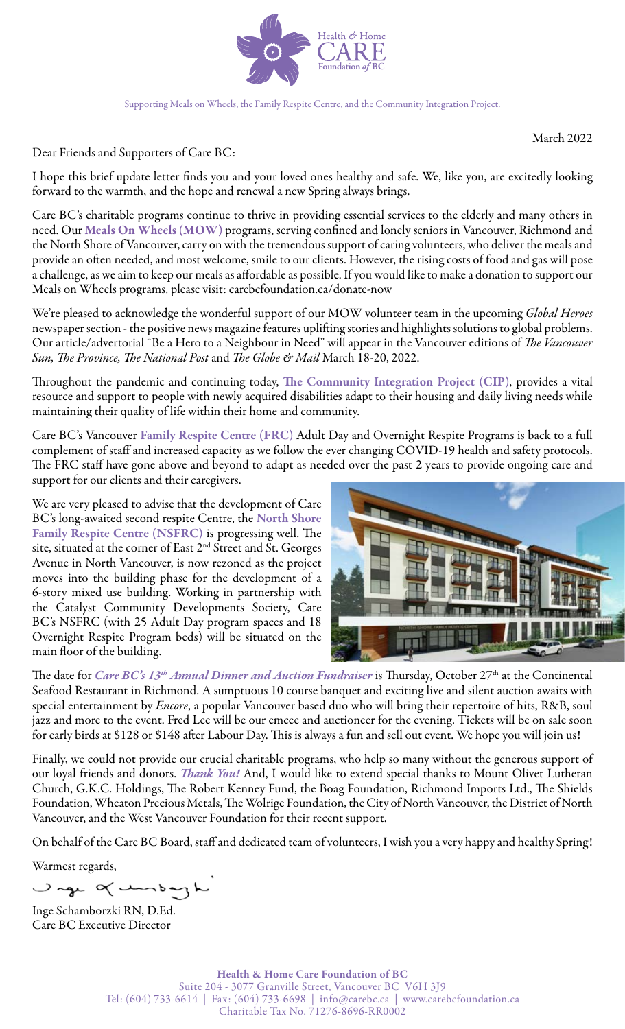Health & Home CARE Foundation of BC

Supporting Meals on Wheels, the Family Respite Centre, and the Community Integration Project.

March 2022

Dear Friends and Supporters of Care BC:

I hope this brief update letter finds you and your loved ones healthy and safe. We, like you, are excitedly looking forward to the warmth, and the hope and renewal a new Spring always brings.

Care BC's charitable programs continue to thrive in providing essential services to the elderly and many others in need. Our **Meals On Wheels (MOW)** programs, serving confined and lonely seniors in Vancouver, Richmond and the North Shore of Vancouver, carry on with the tremendous support of caring volunteers, who deliver the meals and provide an often needed, and most welcome, smile to our clients. However, the rising costs of food and gas will pose a challenge, as we aim to keep our meals as affordable as possible. If you would like to make a donation to support our Meals on Wheels programs, please visit: carebcfoundation.ca/donate-now

We're pleased to acknowledge the wonderful support of our MOW volunteer team in the upcoming *Global Heroes* newspaper section - the positive news magazine features uplifting stories and highlights solutions to global problems. Our article/advertorial "Be a Hero to a Neighbour in Need" will appear in the Vancouver editions of *The Vancouver Sun, The Province, The National Post* and *The Globe & Mail* March 18-20, 2022.

Throughout the pandemic and continuing today, **The Community Integration Project (CIP)**, provides a vital resource and support to people with newly acquired disabilities adapt to their housing and daily living needs while maintaining their quality of life within their home and community.

Care BC's Vancouver **Family Respite Centre (FRC)** Adult Day and Overnight Respite Programs is back to a full complement of staff and increased capacity as we follow the ever changing COVID-19 health and safety protocols. The FRC staff have gone above and beyond to adapt as needed over the past 2 years to provide ongoing care and support for our clients and their caregivers.

We are very pleased to advise that the development of Care BC's long-awaited second respite Centre, the **North Shore Family Respite Centre (NSFRC)** is progressing well. The site, situated at the corner of East 2nd Street and St. Georges Avenue in North Vancouver, is now rezoned as the project moves into the building phase for the development of a 6-story mixed use building. Working in partnership with the Catalyst Community Developments Society, Care BC's NSFRC (with 25 Adult Day program spaces and 18 Overnight Respite Program beds) will be situated on the main floor of the building.

The date for ***Care BC's 13th Annual Dinner and Auction Fundraiser*** is Thursday, October 27th at the Continental Seafood Restaurant in Richmond. A sumptuous 10 course banquet and exciting live and silent auction awaits with special entertainment by *Encore*, a popular Vancouver based duo who will bring their repertoire of hits, R&B, soul jazz and more to the event. Fred Lee will be our emcee and auctioneer for the evening. Tickets will be on sale soon for early birds at $128 or $148 after Labour Day. This is always a fun and sell out event. We hope you will join us!

Finally, we could not provide our crucial charitable programs, who help so many without the generous support of our loyal friends and donors. ***Thank You!*** And, I would like to extend special thanks to Mount Olivet Lutheran Church, G.K.C. Holdings, The Robert Kenney Fund, the Boag Foundation, Richmond Imports Ltd., The Shields Foundation, Wheaton Precious Metals, The Wolrige Foundation, the City of North Vancouver, the District of North Vancouver, and the West Vancouver Foundation for their recent support.

On behalf of the Care BC Board, staff and dedicated team of volunteers, I wish you a very happy and healthy Spring!

Warmest regards,

Inge Schamborzki RN, D.Ed.
Care BC Executive Director

**Health & Home Care Foundation of BC**
Suite 204 - 3077 Granville Street, Vancouver BC V6H 3J9
Tel: (604) 733-6614 | Fax: (604) 733-6698 | info@carebc.ca | www.carebcfoundation.ca
Charitable Tax No. 71276-8696-RR0002